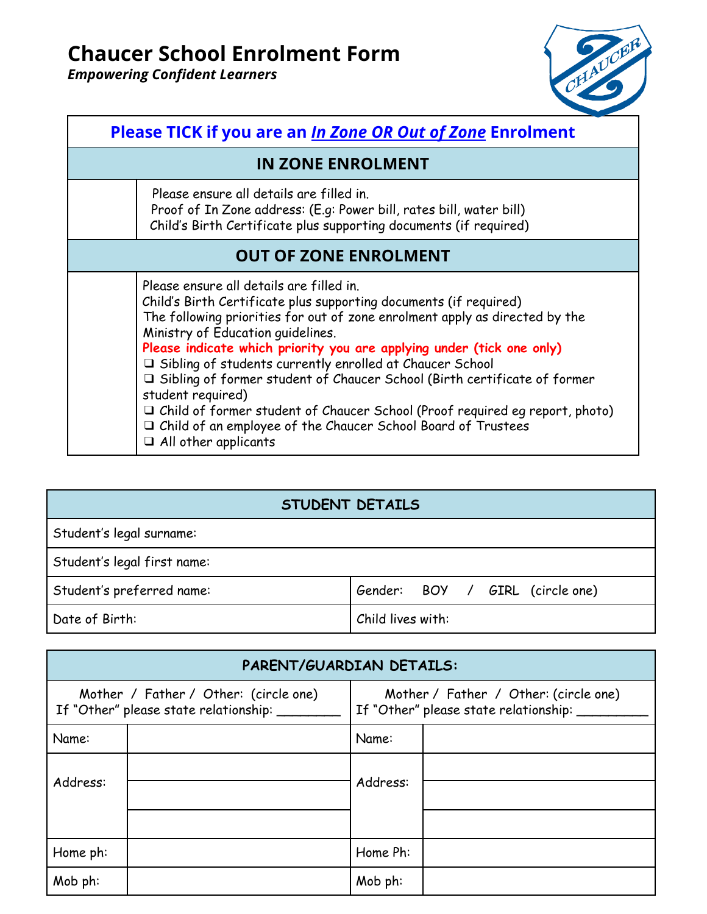# Chaucer School Enrolment Form

***Empowering Confident Learners***

| **Please TICK if you are an *In Zone OR Out of Zone* Enrolment** | |
|---|---|
| **IN ZONE ENROLMENT** | |
| | Please ensure all details are filled in.<br>Proof of In Zone address: (E.g: Power bill, rates bill, water bill)<br>Child's Birth Certificate plus supporting documents (if required) |
| **OUT OF ZONE ENROLMENT** | |
| | Please ensure all details are filled in.<br>Child's Birth Certificate plus supporting documents (if required)<br>The following priorities for out of zone enrolment apply as directed by the Ministry of Education guidelines.<br>**Please indicate which priority you are applying under (tick one only)**<br>❑ Sibling of students currently enrolled at Chaucer School<br>❑ Sibling of former student of Chaucer School (Birth certificate of former student required)<br>❑ Child of former student of Chaucer School (Proof required eg report, photo)<br>❑ Child of an employee of the Chaucer School Board of Trustees<br>❑ All other applicants |

| **STUDENT DETAILS** | |
|---|---|
| Student's legal surname: | |
| Student's legal first name: | |
| Student's preferred name: | Gender: BOY / GIRL (circle one) |
| Date of Birth: | Child lives with: |

| **PARENT/GUARDIAN DETAILS:** | | | |
|---|---|---|---|
| Mother / Father / Other: (circle one)<br>If "Other" please state relationship: ________ | | Mother / Father / Other: (circle one)<br>If "Other" please state relationship: _________ | |
| Name: | | Name: | |
| Address: | | Address: | |
| | | | |
| | | | |
| Home ph: | | Home Ph: | |
| Mob ph: | | Mob ph: | |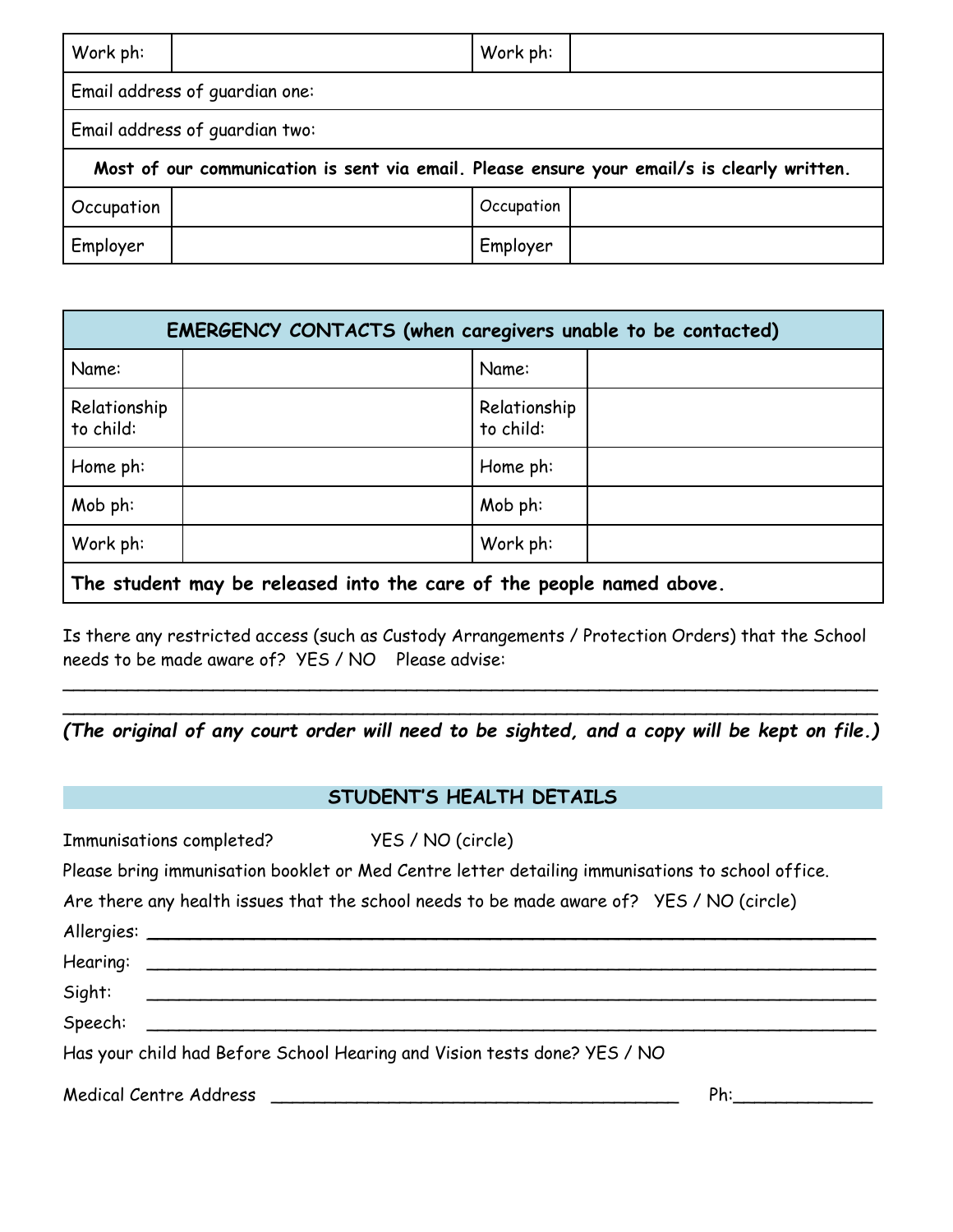| Work ph: | | Work ph: | |
|---|---|---|---|
| Email address of guardian one: | | | |
| Email address of guardian two: | | | |
| **Most of our communication is sent via email. Please ensure your email/s is clearly written.** | | | |
| Occupation | | Occupation | |
| Employer | | Employer | |

| **EMERGENCY CONTACTS (when caregivers unable to be contacted)** | | | |
|---|---|---|---|
| Name: | | Name: | |
| Relationship to child: | | Relationship to child: | |
| Home ph: | | Home ph: | |
| Mob ph: | | Mob ph: | |
| Work ph: | | Work ph: | |
| **The student may be released into the care of the people named above.** | | | |

Is there any restricted access (such as Custody Arrangements / Protection Orders) that the School needs to be made aware of? YES / NO Please advise:

_______________________________________________________________________________

_______________________________________________________________________________

***(The original of any court order will need to be sighted, and a copy will be kept on file.)***

## STUDENT'S HEALTH DETAILS

Immunisations completed? YES / NO (circle)

Please bring immunisation booklet or Med Centre letter detailing immunisations to school office.

Are there any health issues that the school needs to be made aware of? YES / NO (circle)

Allergies: ____________________________________________________________________

Hearing: ____________________________________________________________________

Sight: ____________________________________________________________________

Speech: ____________________________________________________________________

Has your child had Before School Hearing and Vision tests done? YES / NO

Medical Centre Address ________________________________________ Ph:_____________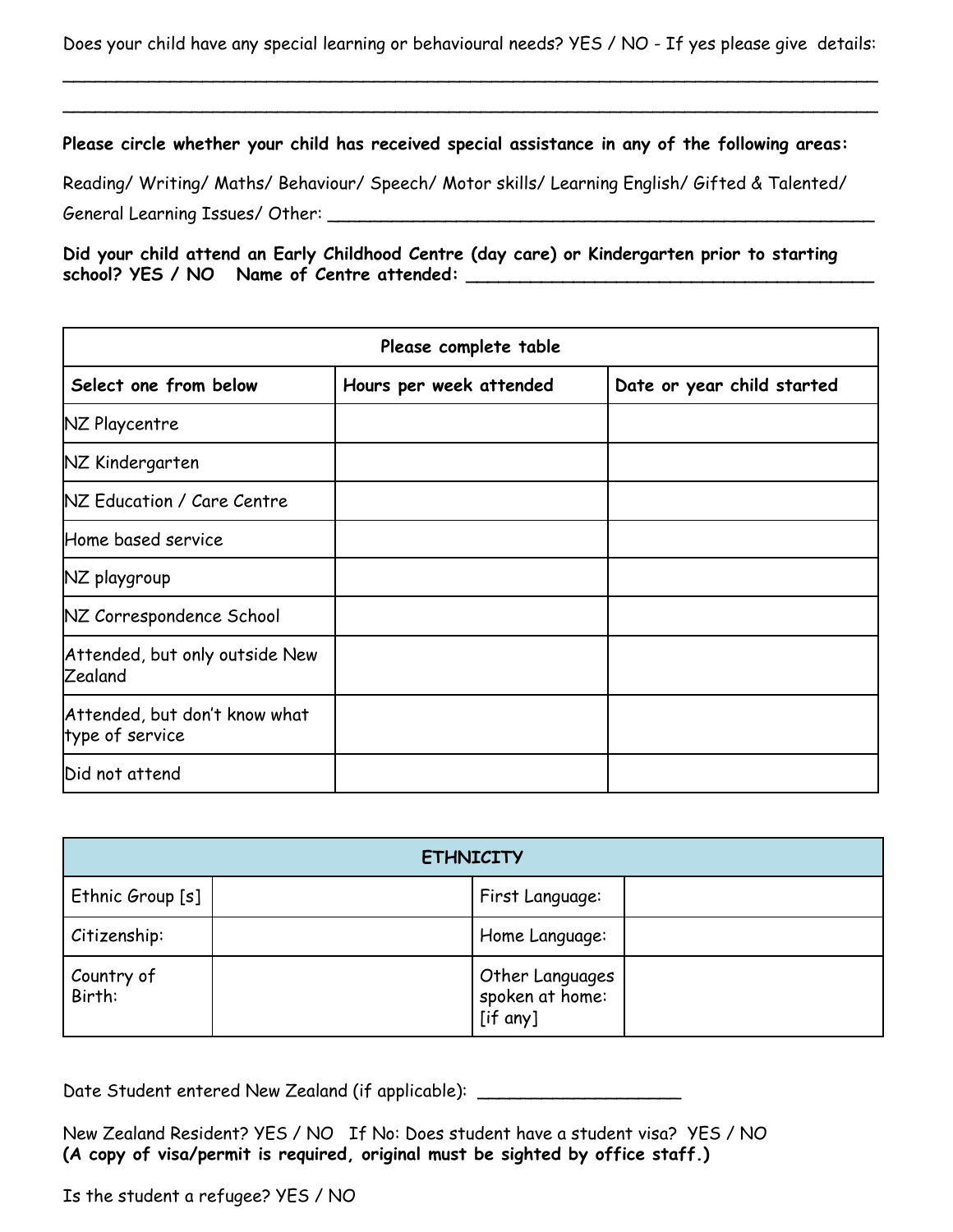Does your child have any special learning or behavioural needs? YES / NO - If yes please give details:

______________________________________________________________________________

______________________________________________________________________________

**Please circle whether your child has received special assistance in any of the following areas:**

Reading/ Writing/ Maths/ Behaviour/ Speech/ Motor skills/ Learning English/ Gifted & Talented/ General Learning Issues/ Other: ______________________________________________

**Did your child attend an Early Childhood Centre (day care) or Kindergarten prior to starting school? YES / NO Name of Centre attended: ________________________________**

| Please complete table | | |
|---|---|---|
| **Select one from below** | **Hours per week attended** | **Date or year child started** |
| NZ Playcentre | | |
| NZ Kindergarten | | |
| NZ Education / Care Centre | | |
| Home based service | | |
| NZ playgroup | | |
| NZ Correspondence School | | |
| Attended, but only outside New Zealand | | |
| Attended, but don't know what type of service | | |
| Did not attend | | |

| **ETHNICITY** | | | |
|---|---|---|---|
| Ethnic Group [s] | | First Language: | |
| Citizenship: | | Home Language: | |
| Country of Birth: | | Other Languages spoken at home: [if any] | |

Date Student entered New Zealand (if applicable): ____________________

New Zealand Resident? YES / NO If No: Does student have a student visa? YES / NO
**(A copy of visa/permit is required, original must be sighted by office staff.)**

Is the student a refugee? YES / NO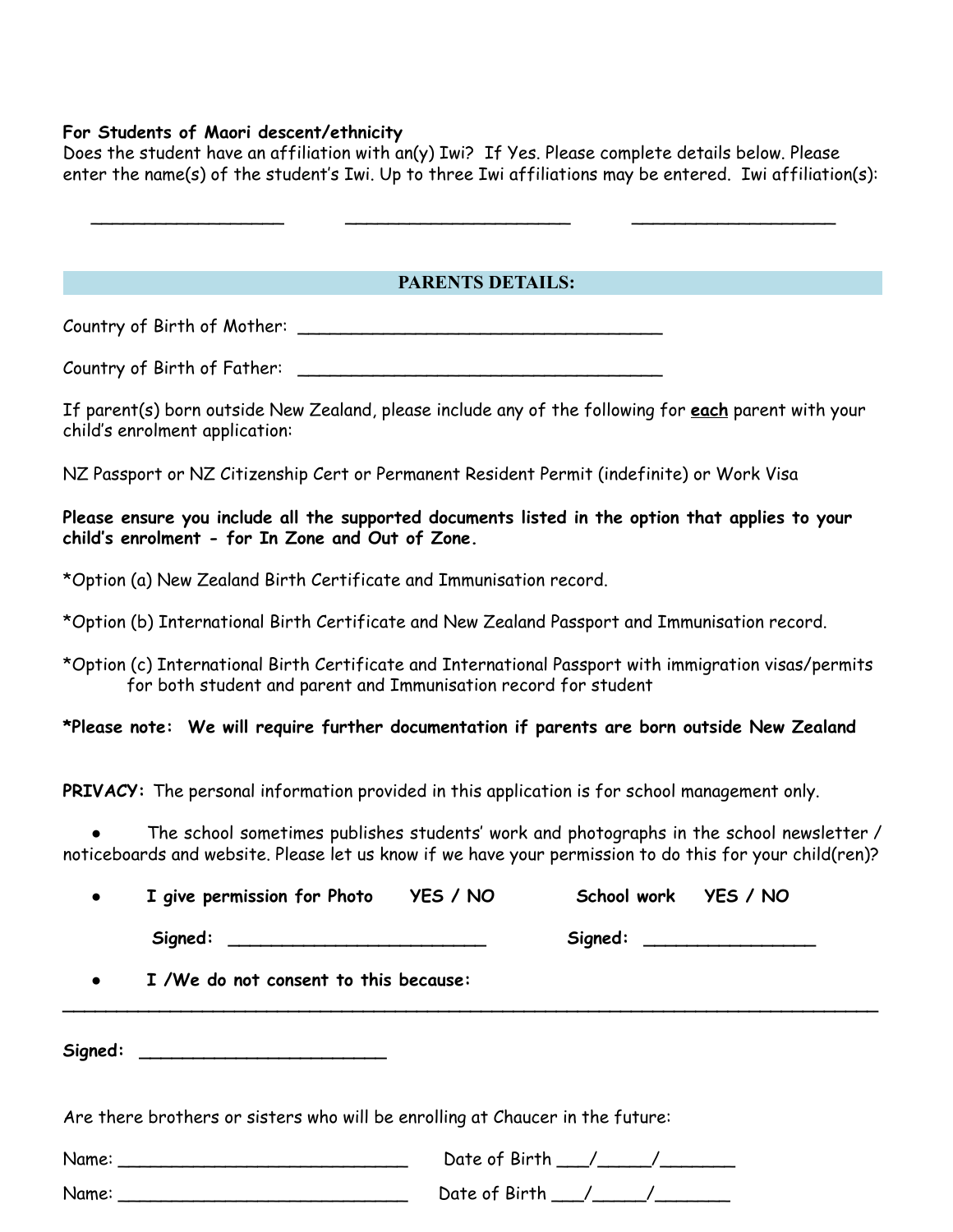**For Students of Maori descent/ethnicity**
Does the student have an affiliation with an(y) Iwi? If Yes. Please complete details below. Please enter the name(s) of the student's Iwi. Up to three Iwi affiliations may be entered. Iwi affiliation(s):

___________________ ______________________ ____________________

## PARENTS DETAILS:

Country of Birth of Mother: ___________________________________

Country of Birth of Father: ___________________________________

If parent(s) born outside New Zealand, please include any of the following for **each** parent with your child's enrolment application:

NZ Passport or NZ Citizenship Cert or Permanent Resident Permit (indefinite) or Work Visa

**Please ensure you include all the supported documents listed in the option that applies to your child's enrolment - for In Zone and Out of Zone.**

*Option (a) New Zealand Birth Certificate and Immunisation record.

*Option (b) International Birth Certificate and New Zealand Passport and Immunisation record.

*Option (c) International Birth Certificate and International Passport with immigration visas/permits for both student and parent and Immunisation record for student

***Please note: We will require further documentation if parents are born outside New Zealand**

**PRIVACY:** The personal information provided in this application is for school management only.

- The school sometimes publishes students' work and photographs in the school newsletter / noticeboards and website. Please let us know if we have your permission to do this for your child(ren)?

- **I give permission for Photo YES / NO** **School work YES / NO**

  **Signed:** _________________________ **Signed:** ________________

- **I /We do not consent to this because:**

_______________________________________________________________________________

**Signed:** ________________________

Are there brothers or sisters who will be enrolling at Chaucer in the future:

Name: ____________________________ Date of Birth ___/_____/_______

Name: ____________________________ Date of Birth ___/_____/_______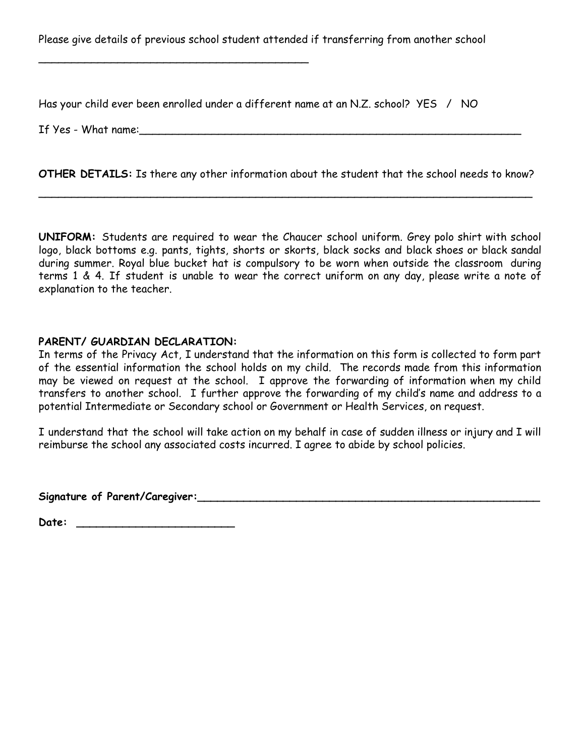Please give details of previous school student attended if transferring from another school

___________________________________________

Has your child ever been enrolled under a different name at an N.Z. school? YES / NO

If Yes - What name:_____________________________________________________________

**OTHER DETAILS:** Is there any other information about the student that the school needs to know?

________________________________________________________________________________

**UNIFORM:** Students are required to wear the Chaucer school uniform. Grey polo shirt with school logo, black bottoms e.g. pants, tights, shorts or skorts, black socks and black shoes or black sandal during summer. Royal blue bucket hat is compulsory to be worn when outside the classroom during terms 1 & 4. If student is unable to wear the correct uniform on any day, please write a note of explanation to the teacher.

**PARENT/ GUARDIAN DECLARATION:**

In terms of the Privacy Act, I understand that the information on this form is collected to form part of the essential information the school holds on my child. The records made from this information may be viewed on request at the school. I approve the forwarding of information when my child transfers to another school. I further approve the forwarding of my child's name and address to a potential Intermediate or Secondary school or Government or Health Services, on request.

I understand that the school will take action on my behalf in case of sudden illness or injury and I will reimburse the school any associated costs incurred. I agree to abide by school policies.

**Signature of Parent/Caregiver:**_______________________________________________________

**Date:** _________________________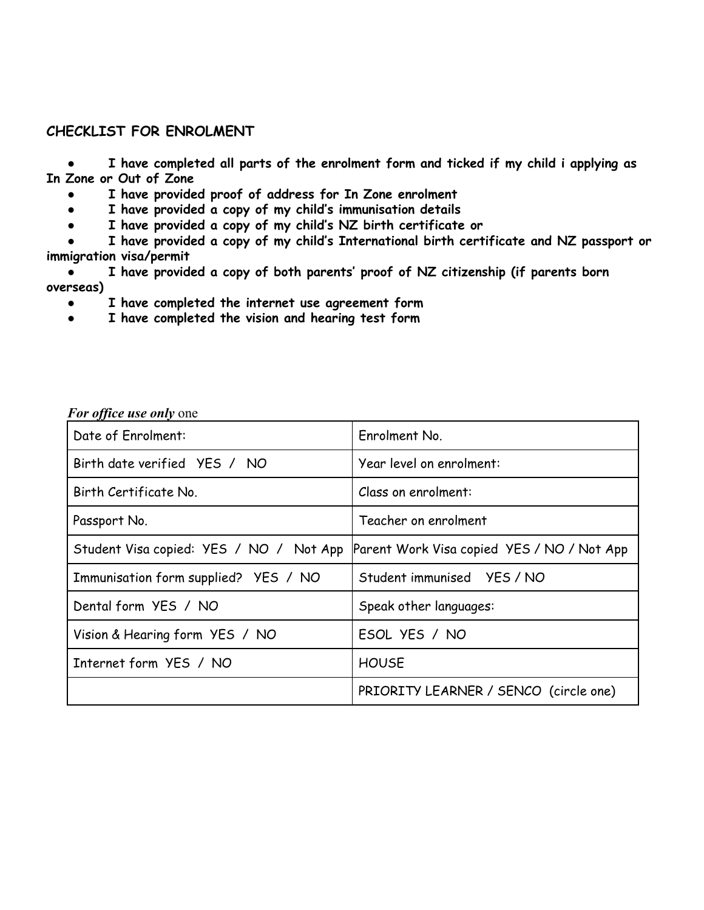## CHECKLIST FOR ENROLMENT

- **I have completed all parts of the enrolment form and ticked if my child i applying as In Zone or Out of Zone**
- **I have provided proof of address for In Zone enrolment**
- **I have provided a copy of my child's immunisation details**
- **I have provided a copy of my child's NZ birth certificate or**
- **I have provided a copy of my child's International birth certificate and NZ passport or immigration visa/permit**
- **I have provided a copy of both parents' proof of NZ citizenship (if parents born overseas)**
- **I have completed the internet use agreement form**
- **I have completed the vision and hearing test form**

***For office use only*** one

| | |
|---|---|
| Date of Enrolment: | Enrolment No. |
| Birth date verified YES / NO | Year level on enrolment: |
| Birth Certificate No. | Class on enrolment: |
| Passport No. | Teacher on enrolment |
| Student Visa copied: YES / NO / Not App | Parent Work Visa copied YES / NO / Not App |
| Immunisation form supplied? YES / NO | Student immunised YES / NO |
| Dental form YES / NO | Speak other languages: |
| Vision & Hearing form YES / NO | ESOL YES / NO |
| Internet form YES / NO | HOUSE |
| | PRIORITY LEARNER / SENCO (circle one) |